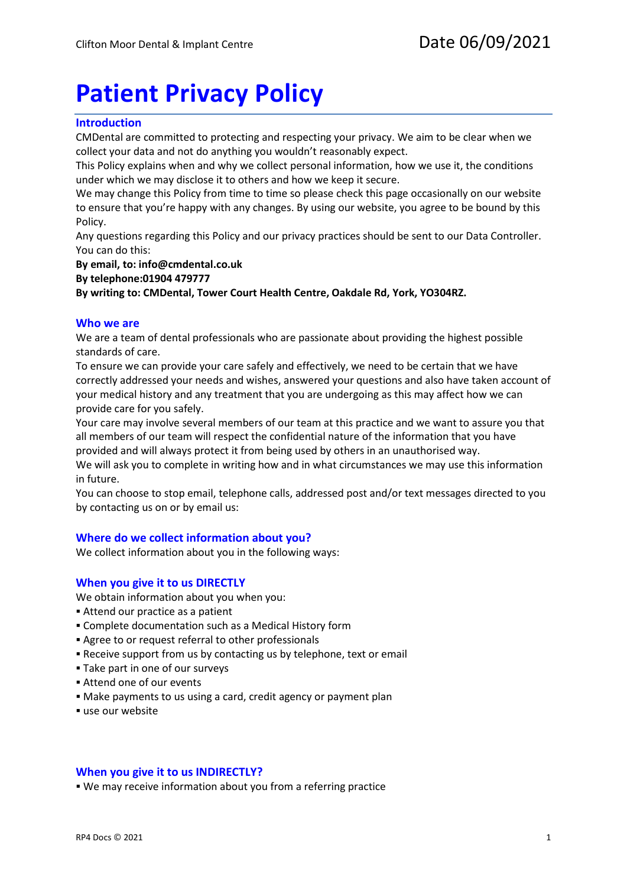# Patient Privacy Policy

## Introduction

CMDental are committed to protecting and respecting your privacy. We aim to be clear when we collect your data and not do anything you wouldn't reasonably expect.

This Policy explains when and why we collect personal information, how we use it, the conditions under which we may disclose it to others and how we keep it secure.

We may change this Policy from time to time so please check this page occasionally on our website to ensure that you're happy with any changes. By using our website, you agree to be bound by this Policy.

Any questions regarding this Policy and our privacy practices should be sent to our Data Controller. You can do this:

**By email, to: info@cmdental.co.uk**
**By telephone:01904 479777**
**By writing to: CMDental, Tower Court Health Centre, Oakdale Rd, York, YO304RZ.**

## Who we are

We are a team of dental professionals who are passionate about providing the highest possible standards of care.

To ensure we can provide your care safely and effectively, we need to be certain that we have correctly addressed your needs and wishes, answered your questions and also have taken account of your medical history and any treatment that you are undergoing as this may affect how we can provide care for you safely.

Your care may involve several members of our team at this practice and we want to assure you that all members of our team will respect the confidential nature of the information that you have provided and will always protect it from being used by others in an unauthorised way.

We will ask you to complete in writing how and in what circumstances we may use this information in future.

You can choose to stop email, telephone calls, addressed post and/or text messages directed to you by contacting us on or by email us:

## Where do we collect information about you?

We collect information about you in the following ways:

## When you give it to us DIRECTLY

We obtain information about you when you:

- Attend our practice as a patient
- Complete documentation such as a Medical History form
- Agree to or request referral to other professionals
- Receive support from us by contacting us by telephone, text or email
- Take part in one of our surveys
- Attend one of our events
- Make payments to us using a card, credit agency or payment plan
- use our website

## When you give it to us INDIRECTLY?

- We may receive information about you from a referring practice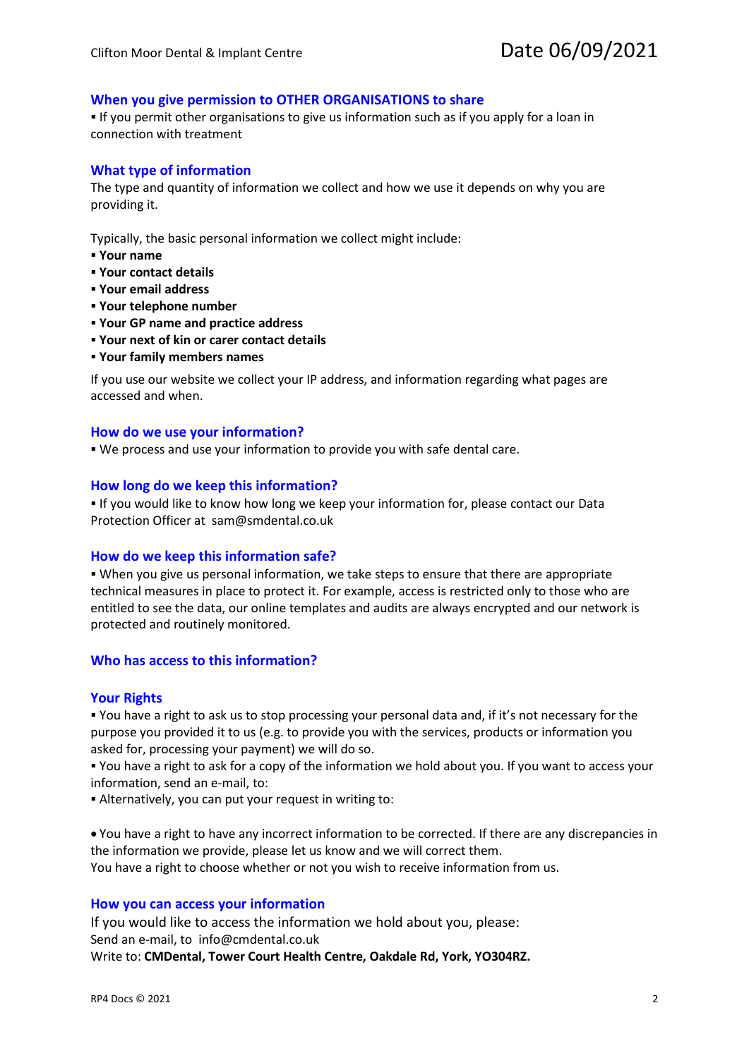## When you give permission to OTHER ORGANISATIONS to share

▪ If you permit other organisations to give us information such as if you apply for a loan in connection with treatment

## What type of information

The type and quantity of information we collect and how we use it depends on why you are providing it.

Typically, the basic personal information we collect might include:

- **Your name**
- **Your contact details**
- **Your email address**
- **Your telephone number**
- **Your GP name and practice address**
- **Your next of kin or carer contact details**
- **Your family members names**

If you use our website we collect your IP address, and information regarding what pages are accessed and when.

## How do we use your information?

▪ We process and use your information to provide you with safe dental care.

## How long do we keep this information?

▪ If you would like to know how long we keep your information for, please contact our Data Protection Officer at sam@smdental.co.uk

## How do we keep this information safe?

▪ When you give us personal information, we take steps to ensure that there are appropriate technical measures in place to protect it. For example, access is restricted only to those who are entitled to see the data, our online templates and audits are always encrypted and our network is protected and routinely monitored.

## Who has access to this information?

## Your Rights

▪ You have a right to ask us to stop processing your personal data and, if it's not necessary for the purpose you provided it to us (e.g. to provide you with the services, products or information you asked for, processing your payment) we will do so.

▪ You have a right to ask for a copy of the information we hold about you. If you want to access your information, send an e-mail, to:

▪ Alternatively, you can put your request in writing to:

- You have a right to have any incorrect information to be corrected. If there are any discrepancies in the information we provide, please let us know and we will correct them.

You have a right to choose whether or not you wish to receive information from us.

## How you can access your information

If you would like to access the information we hold about you, please:
Send an e-mail, to info@cmdental.co.uk
Write to: **CMDental, Tower Court Health Centre, Oakdale Rd, York, YO304RZ.**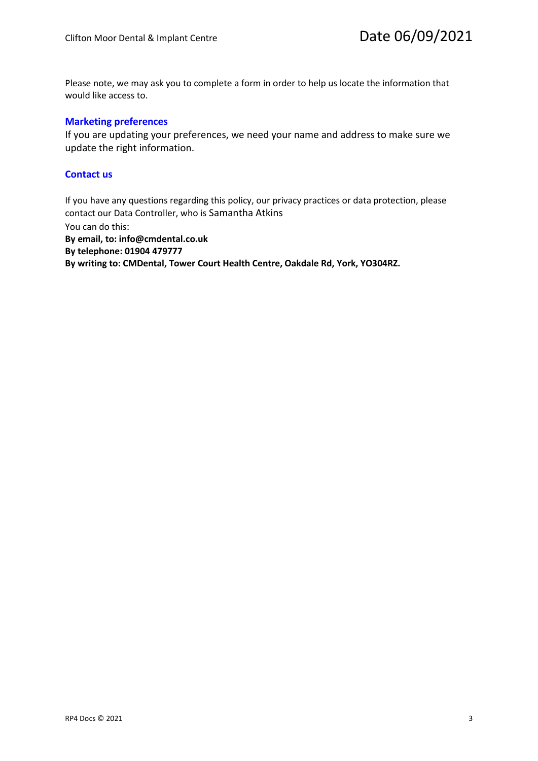Please note, we may ask you to complete a form in order to help us locate the information that would like access to.

### Marketing preferences

If you are updating your preferences, we need your name and address to make sure we update the right information.

### Contact us

If you have any questions regarding this policy, our privacy practices or data protection, please contact our Data Controller, who is Samantha Atkins

You can do this:

**By email, to: info@cmdental.co.uk**
**By telephone: 01904 479777**
**By writing to: CMDental, Tower Court Health Centre, Oakdale Rd, York, YO304RZ.**